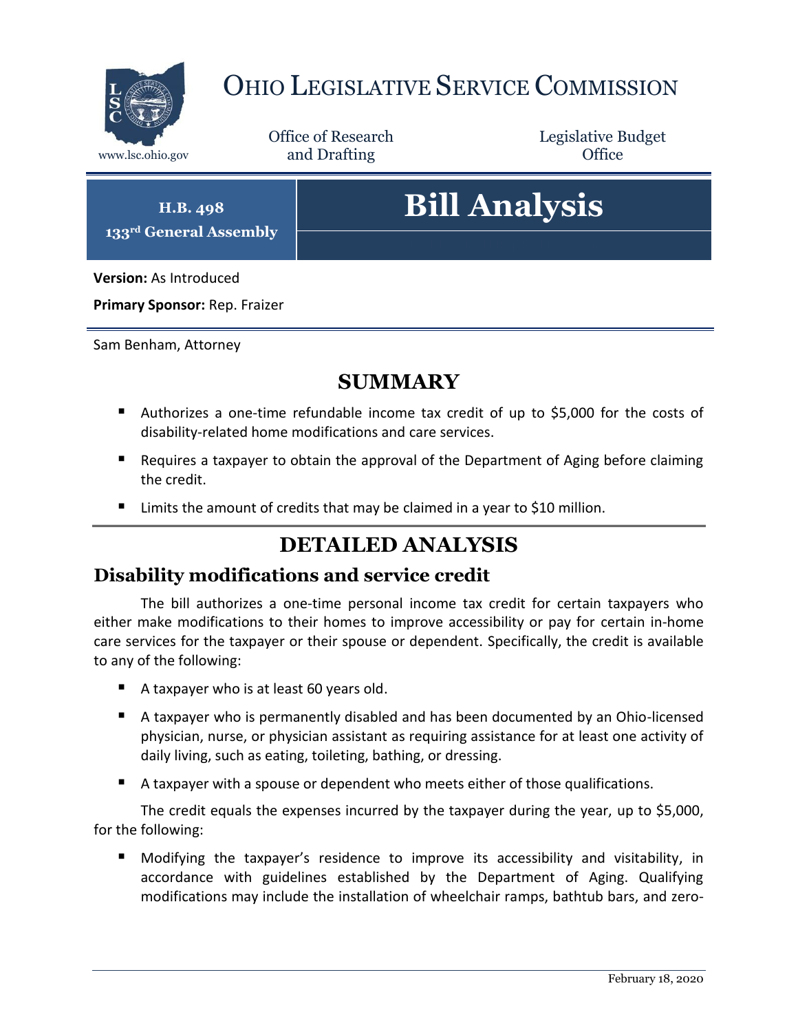# OHIO LEGISLATIVE SERVICE COMMISSION

www.lsc.ohio.gov

Office of Research and Drafting

Legislative Budget Office

**H.B. 498**
**133rd General Assembly**

# Bill Analysis

**Version:** As Introduced

**Primary Sponsor:** Rep. Fraizer

Sam Benham, Attorney

## SUMMARY

- Authorizes a one-time refundable income tax credit of up to $5,000 for the costs of disability-related home modifications and care services.
- Requires a taxpayer to obtain the approval of the Department of Aging before claiming the credit.
- Limits the amount of credits that may be claimed in a year to $10 million.

## DETAILED ANALYSIS

### Disability modifications and service credit

The bill authorizes a one-time personal income tax credit for certain taxpayers who either make modifications to their homes to improve accessibility or pay for certain in-home care services for the taxpayer or their spouse or dependent. Specifically, the credit is available to any of the following:

- A taxpayer who is at least 60 years old.
- A taxpayer who is permanently disabled and has been documented by an Ohio-licensed physician, nurse, or physician assistant as requiring assistance for at least one activity of daily living, such as eating, toileting, bathing, or dressing.
- A taxpayer with a spouse or dependent who meets either of those qualifications.

The credit equals the expenses incurred by the taxpayer during the year, up to $5,000, for the following:

- Modifying the taxpayer's residence to improve its accessibility and visitability, in accordance with guidelines established by the Department of Aging. Qualifying modifications may include the installation of wheelchair ramps, bathtub bars, and zero-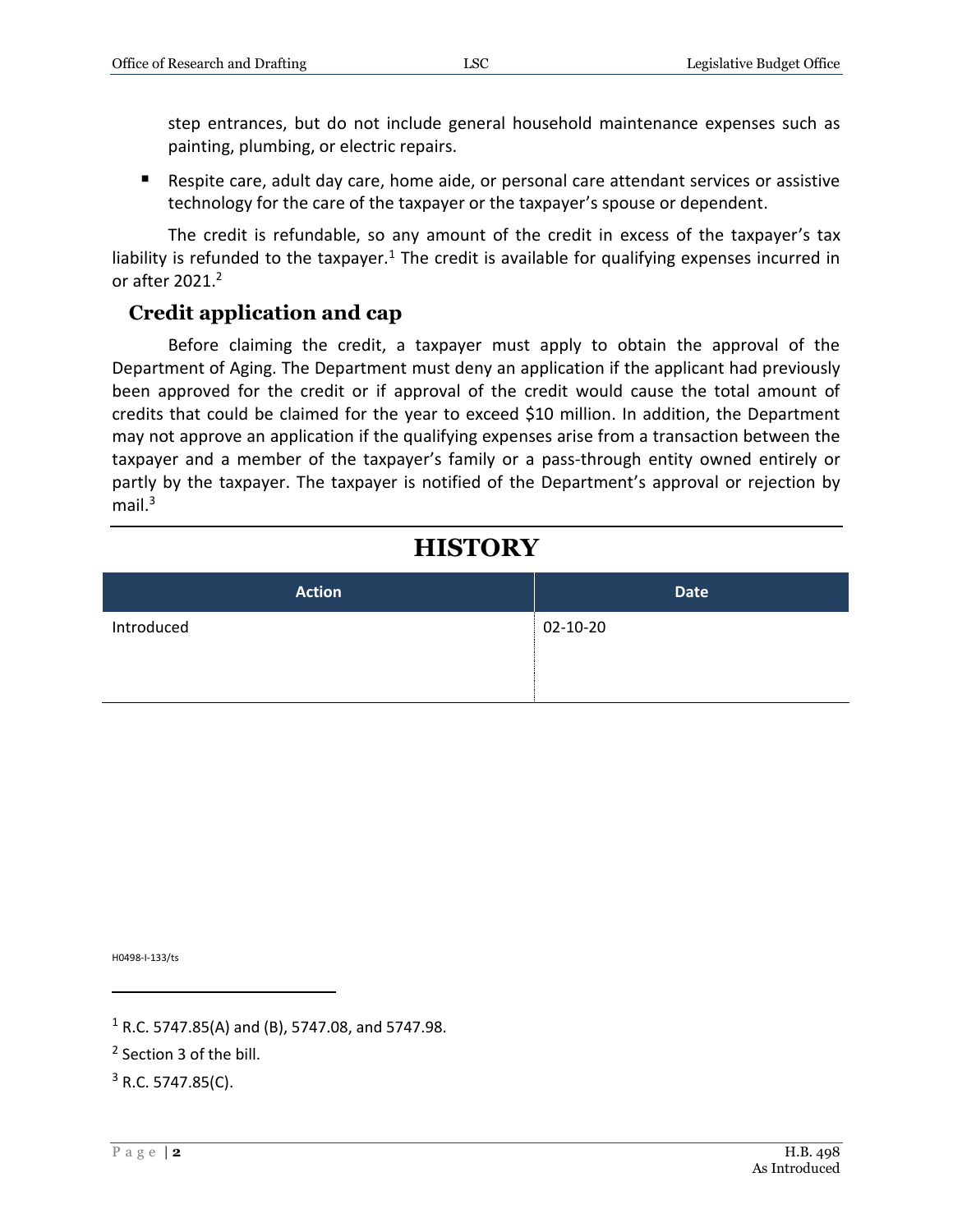step entrances, but do not include general household maintenance expenses such as painting, plumbing, or electric repairs.

- Respite care, adult day care, home aide, or personal care attendant services or assistive technology for the care of the taxpayer or the taxpayer's spouse or dependent.

The credit is refundable, so any amount of the credit in excess of the taxpayer's tax liability is refunded to the taxpayer.[1] The credit is available for qualifying expenses incurred in or after 2021.[2]

## Credit application and cap

Before claiming the credit, a taxpayer must apply to obtain the approval of the Department of Aging. The Department must deny an application if the applicant had previously been approved for the credit or if approval of the credit would cause the total amount of credits that could be claimed for the year to exceed $10 million. In addition, the Department may not approve an application if the qualifying expenses arise from a transaction between the taxpayer and a member of the taxpayer's family or a pass-through entity owned entirely or partly by the taxpayer. The taxpayer is notified of the Department's approval or rejection by mail.[3]

# HISTORY

| Action | Date |
|---|---|
| Introduced | 02-10-20 |

H0498-I-133/ts

[1] R.C. 5747.85(A) and (B), 5747.08, and 5747.98.

[2] Section 3 of the bill.

[3] R.C. 5747.85(C).